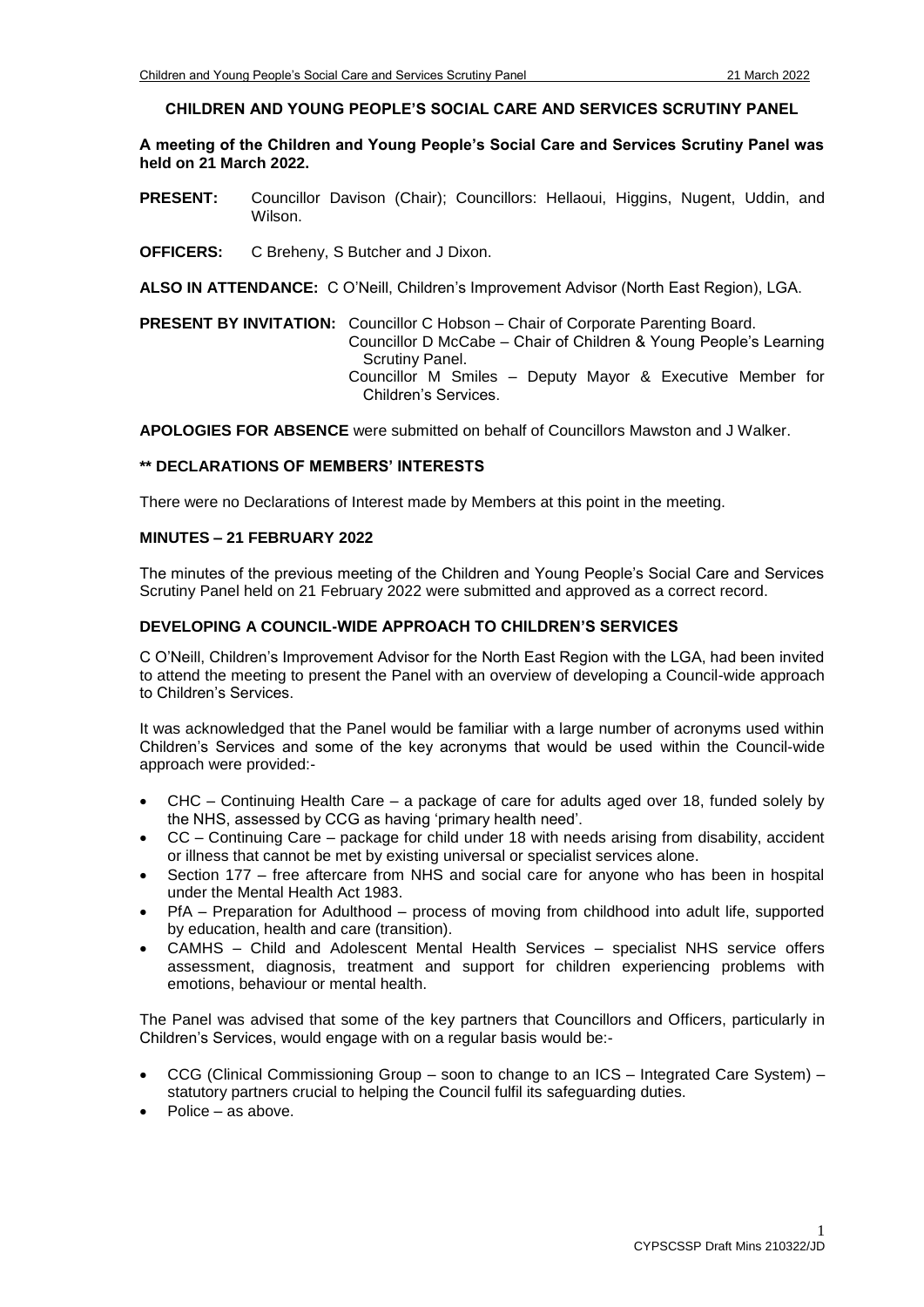# CHILDREN AND YOUNG PEOPLE'S SOCIAL CARE AND SERVICES SCRUTINY PANEL

**A meeting of the Children and Young People's Social Care and Services Scrutiny Panel was held on 21 March 2022.**

**PRESENT:** Councillor Davison (Chair); Councillors: Hellaoui, Higgins, Nugent, Uddin, and Wilson.

**OFFICERS:** C Breheny, S Butcher and J Dixon.

**ALSO IN ATTENDANCE:** C O'Neill, Children's Improvement Advisor (North East Region), LGA.

**PRESENT BY INVITATION:** Councillor C Hobson – Chair of Corporate Parenting Board.
Councillor D McCabe – Chair of Children & Young People's Learning Scrutiny Panel.
Councillor M Smiles – Deputy Mayor & Executive Member for Children's Services.

**APOLOGIES FOR ABSENCE** were submitted on behalf of Councillors Mawston and J Walker.

## ** DECLARATIONS OF MEMBERS' INTERESTS

There were no Declarations of Interest made by Members at this point in the meeting.

## MINUTES – 21 FEBRUARY 2022

The minutes of the previous meeting of the Children and Young People's Social Care and Services Scrutiny Panel held on 21 February 2022 were submitted and approved as a correct record.

## DEVELOPING A COUNCIL-WIDE APPROACH TO CHILDREN'S SERVICES

C O'Neill, Children's Improvement Advisor for the North East Region with the LGA, had been invited to attend the meeting to present the Panel with an overview of developing a Council-wide approach to Children's Services.

It was acknowledged that the Panel would be familiar with a large number of acronyms used within Children's Services and some of the key acronyms that would be used within the Council-wide approach were provided:-

- CHC – Continuing Health Care – a package of care for adults aged over 18, funded solely by the NHS, assessed by CCG as having 'primary health need'.
- CC – Continuing Care – package for child under 18 with needs arising from disability, accident or illness that cannot be met by existing universal or specialist services alone.
- Section 177 – free aftercare from NHS and social care for anyone who has been in hospital under the Mental Health Act 1983.
- PfA – Preparation for Adulthood – process of moving from childhood into adult life, supported by education, health and care (transition).
- CAMHS – Child and Adolescent Mental Health Services – specialist NHS service offers assessment, diagnosis, treatment and support for children experiencing problems with emotions, behaviour or mental health.

The Panel was advised that some of the key partners that Councillors and Officers, particularly in Children's Services, would engage with on a regular basis would be:-

- CCG (Clinical Commissioning Group – soon to change to an ICS – Integrated Care System) – statutory partners crucial to helping the Council fulfil its safeguarding duties.
- Police – as above.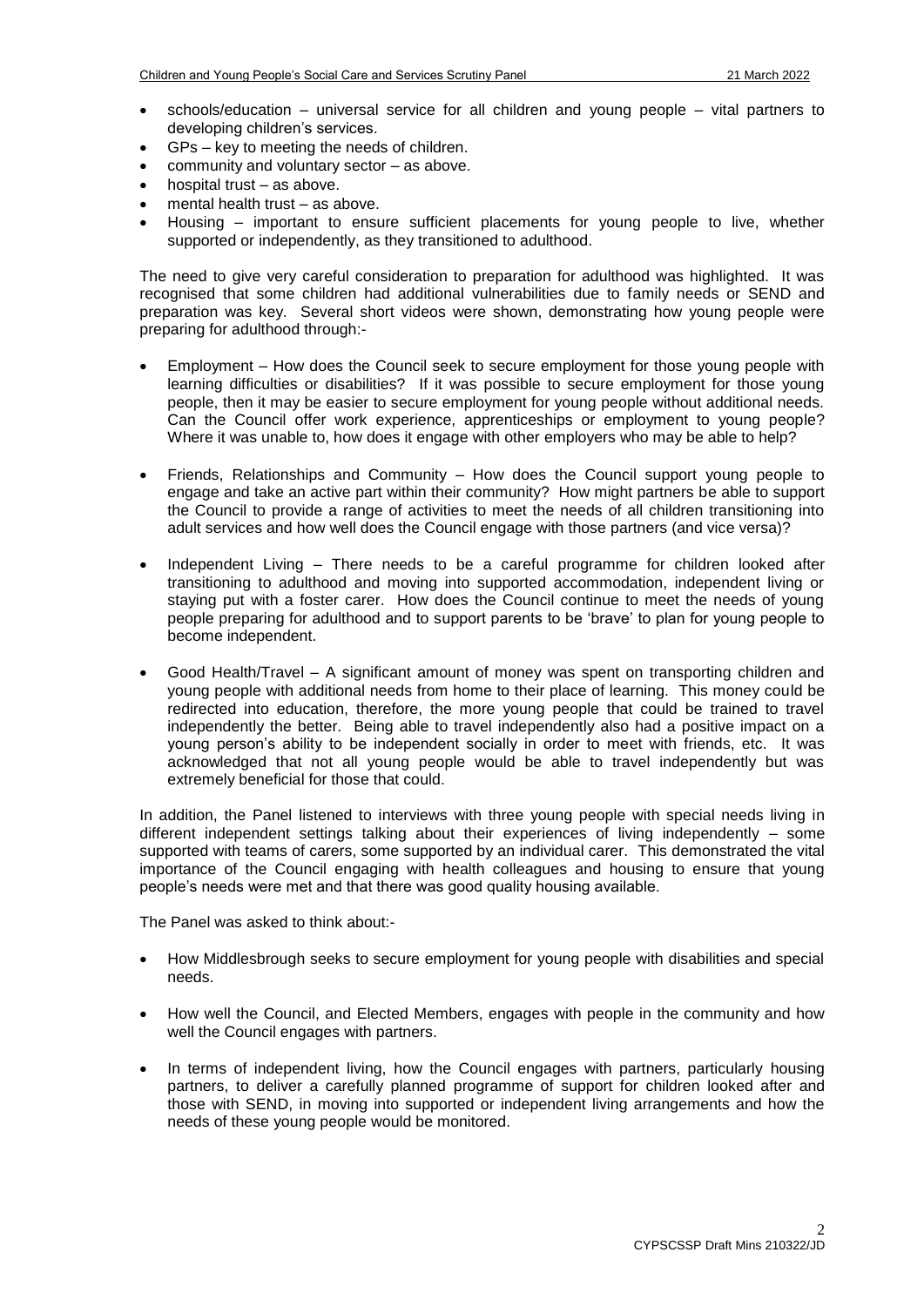- schools/education – universal service for all children and young people – vital partners to developing children's services.
- GPs – key to meeting the needs of children.
- community and voluntary sector – as above.
- hospital trust – as above.
- mental health trust – as above.
- Housing – important to ensure sufficient placements for young people to live, whether supported or independently, as they transitioned to adulthood.

The need to give very careful consideration to preparation for adulthood was highlighted. It was recognised that some children had additional vulnerabilities due to family needs or SEND and preparation was key. Several short videos were shown, demonstrating how young people were preparing for adulthood through:-

- Employment – How does the Council seek to secure employment for those young people with learning difficulties or disabilities? If it was possible to secure employment for those young people, then it may be easier to secure employment for young people without additional needs. Can the Council offer work experience, apprenticeships or employment to young people? Where it was unable to, how does it engage with other employers who may be able to help?

- Friends, Relationships and Community – How does the Council support young people to engage and take an active part within their community? How might partners be able to support the Council to provide a range of activities to meet the needs of all children transitioning into adult services and how well does the Council engage with those partners (and vice versa)?

- Independent Living – There needs to be a careful programme for children looked after transitioning to adulthood and moving into supported accommodation, independent living or staying put with a foster carer. How does the Council continue to meet the needs of young people preparing for adulthood and to support parents to be 'brave' to plan for young people to become independent.

- Good Health/Travel – A significant amount of money was spent on transporting children and young people with additional needs from home to their place of learning. This money could be redirected into education, therefore, the more young people that could be trained to travel independently the better. Being able to travel independently also had a positive impact on a young person's ability to be independent socially in order to meet with friends, etc. It was acknowledged that not all young people would be able to travel independently but was extremely beneficial for those that could.

In addition, the Panel listened to interviews with three young people with special needs living in different independent settings talking about their experiences of living independently – some supported with teams of carers, some supported by an individual carer. This demonstrated the vital importance of the Council engaging with health colleagues and housing to ensure that young people's needs were met and that there was good quality housing available.

The Panel was asked to think about:-

- How Middlesbrough seeks to secure employment for young people with disabilities and special needs.

- How well the Council, and Elected Members, engages with people in the community and how well the Council engages with partners.

- In terms of independent living, how the Council engages with partners, particularly housing partners, to deliver a carefully planned programme of support for children looked after and those with SEND, in moving into supported or independent living arrangements and how the needs of these young people would be monitored.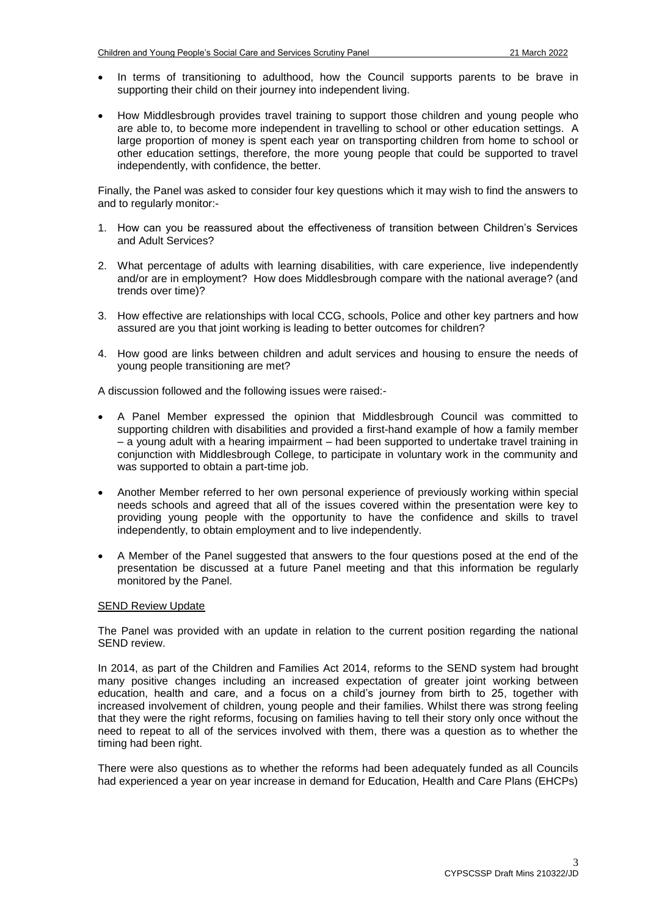- In terms of transitioning to adulthood, how the Council supports parents to be brave in supporting their child on their journey into independent living.
- How Middlesbrough provides travel training to support those children and young people who are able to, to become more independent in travelling to school or other education settings. A large proportion of money is spent each year on transporting children from home to school or other education settings, therefore, the more young people that could be supported to travel independently, with confidence, the better.

Finally, the Panel was asked to consider four key questions which it may wish to find the answers to and to regularly monitor:-

1. How can you be reassured about the effectiveness of transition between Children's Services and Adult Services?
2. What percentage of adults with learning disabilities, with care experience, live independently and/or are in employment? How does Middlesbrough compare with the national average? (and trends over time)?
3. How effective are relationships with local CCG, schools, Police and other key partners and how assured are you that joint working is leading to better outcomes for children?
4. How good are links between children and adult services and housing to ensure the needs of young people transitioning are met?

A discussion followed and the following issues were raised:-

- A Panel Member expressed the opinion that Middlesbrough Council was committed to supporting children with disabilities and provided a first-hand example of how a family member – a young adult with a hearing impairment – had been supported to undertake travel training in conjunction with Middlesbrough College, to participate in voluntary work in the community and was supported to obtain a part-time job.
- Another Member referred to her own personal experience of previously working within special needs schools and agreed that all of the issues covered within the presentation were key to providing young people with the opportunity to have the confidence and skills to travel independently, to obtain employment and to live independently.
- A Member of the Panel suggested that answers to the four questions posed at the end of the presentation be discussed at a future Panel meeting and that this information be regularly monitored by the Panel.

SEND Review Update

The Panel was provided with an update in relation to the current position regarding the national SEND review.

In 2014, as part of the Children and Families Act 2014, reforms to the SEND system had brought many positive changes including an increased expectation of greater joint working between education, health and care, and a focus on a child's journey from birth to 25, together with increased involvement of children, young people and their families. Whilst there was strong feeling that they were the right reforms, focusing on families having to tell their story only once without the need to repeat to all of the services involved with them, there was a question as to whether the timing had been right.

There were also questions as to whether the reforms had been adequately funded as all Councils had experienced a year on year increase in demand for Education, Health and Care Plans (EHCPs)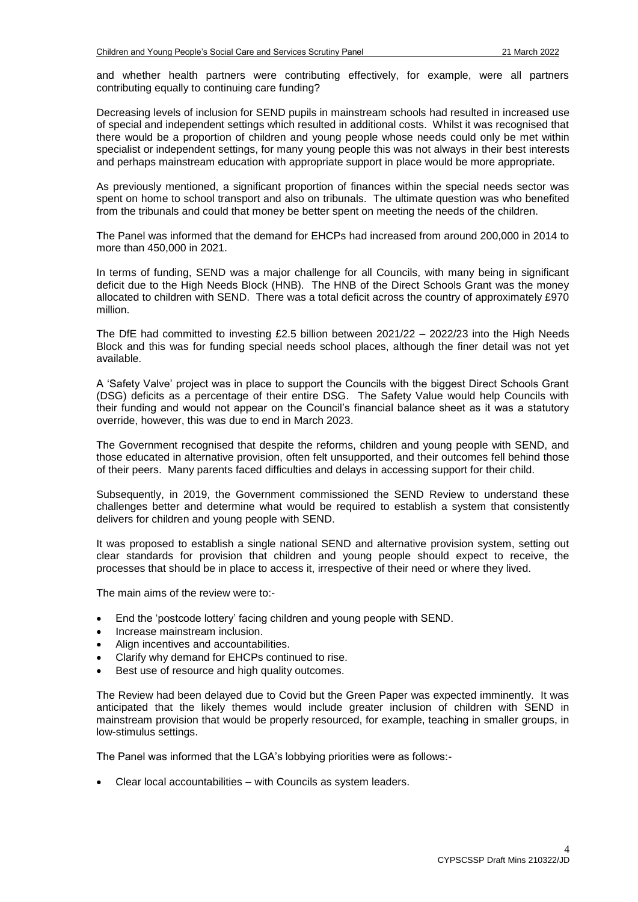and whether health partners were contributing effectively, for example, were all partners contributing equally to continuing care funding?

Decreasing levels of inclusion for SEND pupils in mainstream schools had resulted in increased use of special and independent settings which resulted in additional costs. Whilst it was recognised that there would be a proportion of children and young people whose needs could only be met within specialist or independent settings, for many young people this was not always in their best interests and perhaps mainstream education with appropriate support in place would be more appropriate.

As previously mentioned, a significant proportion of finances within the special needs sector was spent on home to school transport and also on tribunals. The ultimate question was who benefited from the tribunals and could that money be better spent on meeting the needs of the children.

The Panel was informed that the demand for EHCPs had increased from around 200,000 in 2014 to more than 450,000 in 2021.

In terms of funding, SEND was a major challenge for all Councils, with many being in significant deficit due to the High Needs Block (HNB). The HNB of the Direct Schools Grant was the money allocated to children with SEND. There was a total deficit across the country of approximately £970 million.

The DfE had committed to investing £2.5 billion between 2021/22 – 2022/23 into the High Needs Block and this was for funding special needs school places, although the finer detail was not yet available.

A 'Safety Valve' project was in place to support the Councils with the biggest Direct Schools Grant (DSG) deficits as a percentage of their entire DSG. The Safety Value would help Councils with their funding and would not appear on the Council's financial balance sheet as it was a statutory override, however, this was due to end in March 2023.

The Government recognised that despite the reforms, children and young people with SEND, and those educated in alternative provision, often felt unsupported, and their outcomes fell behind those of their peers. Many parents faced difficulties and delays in accessing support for their child.

Subsequently, in 2019, the Government commissioned the SEND Review to understand these challenges better and determine what would be required to establish a system that consistently delivers for children and young people with SEND.

It was proposed to establish a single national SEND and alternative provision system, setting out clear standards for provision that children and young people should expect to receive, the processes that should be in place to access it, irrespective of their need or where they lived.

The main aims of the review were to:-

- End the 'postcode lottery' facing children and young people with SEND.
- Increase mainstream inclusion.
- Align incentives and accountabilities.
- Clarify why demand for EHCPs continued to rise.
- Best use of resource and high quality outcomes.

The Review had been delayed due to Covid but the Green Paper was expected imminently. It was anticipated that the likely themes would include greater inclusion of children with SEND in mainstream provision that would be properly resourced, for example, teaching in smaller groups, in low-stimulus settings.

The Panel was informed that the LGA's lobbying priorities were as follows:-

- Clear local accountabilities – with Councils as system leaders.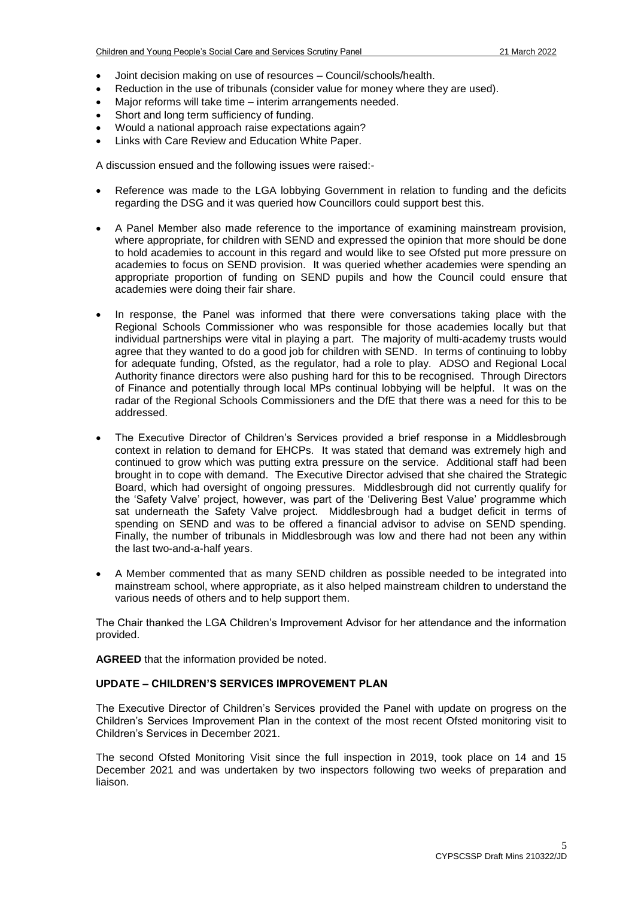- Joint decision making on use of resources – Council/schools/health.
- Reduction in the use of tribunals (consider value for money where they are used).
- Major reforms will take time – interim arrangements needed.
- Short and long term sufficiency of funding.
- Would a national approach raise expectations again?
- Links with Care Review and Education White Paper.

A discussion ensued and the following issues were raised:-

- Reference was made to the LGA lobbying Government in relation to funding and the deficits regarding the DSG and it was queried how Councillors could support best this.

- A Panel Member also made reference to the importance of examining mainstream provision, where appropriate, for children with SEND and expressed the opinion that more should be done to hold academies to account in this regard and would like to see Ofsted put more pressure on academies to focus on SEND provision. It was queried whether academies were spending an appropriate proportion of funding on SEND pupils and how the Council could ensure that academies were doing their fair share.

- In response, the Panel was informed that there were conversations taking place with the Regional Schools Commissioner who was responsible for those academies locally but that individual partnerships were vital in playing a part. The majority of multi-academy trusts would agree that they wanted to do a good job for children with SEND. In terms of continuing to lobby for adequate funding, Ofsted, as the regulator, had a role to play. ADSO and Regional Local Authority finance directors were also pushing hard for this to be recognised. Through Directors of Finance and potentially through local MPs continual lobbying will be helpful. It was on the radar of the Regional Schools Commissioners and the DfE that there was a need for this to be addressed.

- The Executive Director of Children's Services provided a brief response in a Middlesbrough context in relation to demand for EHCPs. It was stated that demand was extremely high and continued to grow which was putting extra pressure on the service. Additional staff had been brought in to cope with demand. The Executive Director advised that she chaired the Strategic Board, which had oversight of ongoing pressures. Middlesbrough did not currently qualify for the 'Safety Valve' project, however, was part of the 'Delivering Best Value' programme which sat underneath the Safety Valve project. Middlesbrough had a budget deficit in terms of spending on SEND and was to be offered a financial advisor to advise on SEND spending. Finally, the number of tribunals in Middlesbrough was low and there had not been any within the last two-and-a-half years.

- A Member commented that as many SEND children as possible needed to be integrated into mainstream school, where appropriate, as it also helped mainstream children to understand the various needs of others and to help support them.

The Chair thanked the LGA Children's Improvement Advisor for her attendance and the information provided.

**AGREED** that the information provided be noted.

**UPDATE – CHILDREN'S SERVICES IMPROVEMENT PLAN**

The Executive Director of Children's Services provided the Panel with update on progress on the Children's Services Improvement Plan in the context of the most recent Ofsted monitoring visit to Children's Services in December 2021.

The second Ofsted Monitoring Visit since the full inspection in 2019, took place on 14 and 15 December 2021 and was undertaken by two inspectors following two weeks of preparation and liaison.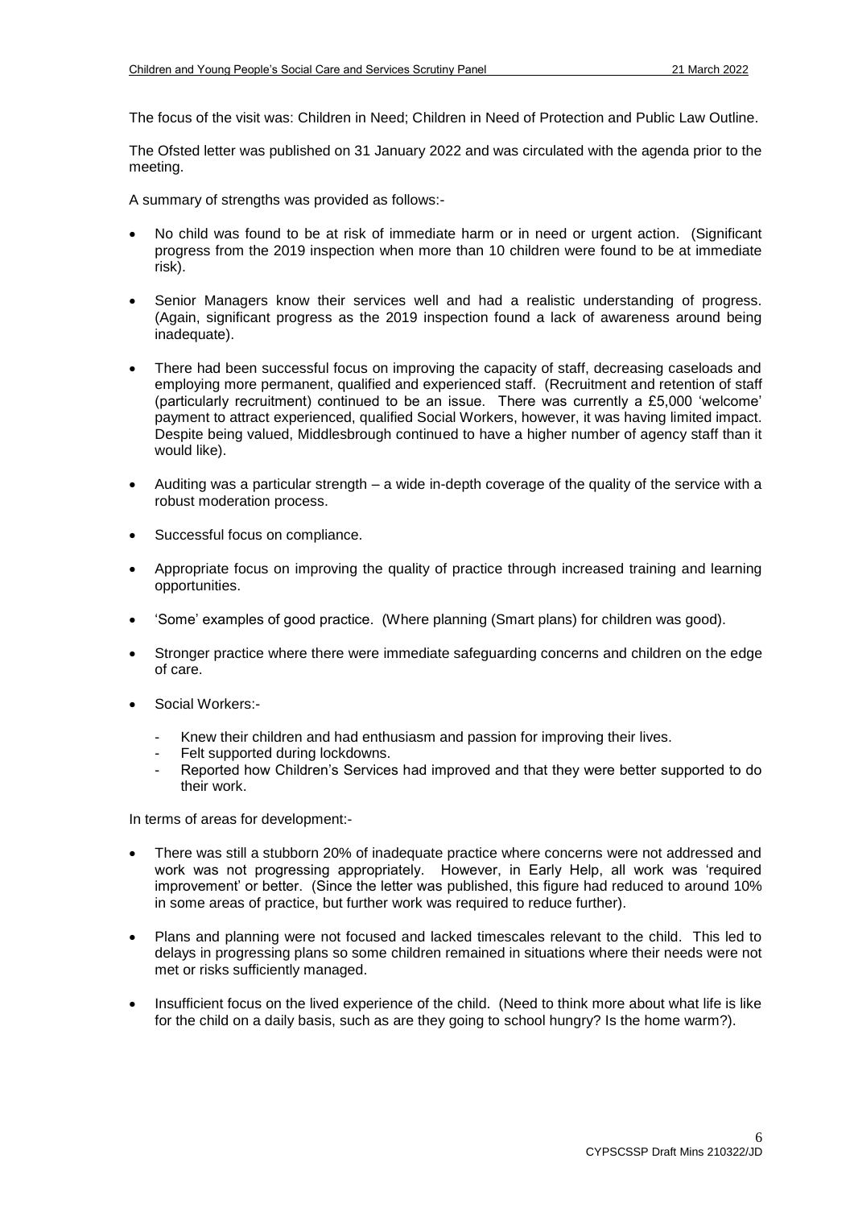The focus of the visit was: Children in Need; Children in Need of Protection and Public Law Outline.

The Ofsted letter was published on 31 January 2022 and was circulated with the agenda prior to the meeting.

A summary of strengths was provided as follows:-

- No child was found to be at risk of immediate harm or in need or urgent action. (Significant progress from the 2019 inspection when more than 10 children were found to be at immediate risk).
- Senior Managers know their services well and had a realistic understanding of progress. (Again, significant progress as the 2019 inspection found a lack of awareness around being inadequate).
- There had been successful focus on improving the capacity of staff, decreasing caseloads and employing more permanent, qualified and experienced staff. (Recruitment and retention of staff (particularly recruitment) continued to be an issue. There was currently a £5,000 'welcome' payment to attract experienced, qualified Social Workers, however, it was having limited impact. Despite being valued, Middlesbrough continued to have a higher number of agency staff than it would like).
- Auditing was a particular strength – a wide in-depth coverage of the quality of the service with a robust moderation process.
- Successful focus on compliance.
- Appropriate focus on improving the quality of practice through increased training and learning opportunities.
- 'Some' examples of good practice. (Where planning (Smart plans) for children was good).
- Stronger practice where there were immediate safeguarding concerns and children on the edge of care.
- Social Workers:-
  - Knew their children and had enthusiasm and passion for improving their lives.
  - Felt supported during lockdowns.
  - Reported how Children's Services had improved and that they were better supported to do their work.

In terms of areas for development:-

- There was still a stubborn 20% of inadequate practice where concerns were not addressed and work was not progressing appropriately. However, in Early Help, all work was 'required improvement' or better. (Since the letter was published, this figure had reduced to around 10% in some areas of practice, but further work was required to reduce further).
- Plans and planning were not focused and lacked timescales relevant to the child. This led to delays in progressing plans so some children remained in situations where their needs were not met or risks sufficiently managed.
- Insufficient focus on the lived experience of the child. (Need to think more about what life is like for the child on a daily basis, such as are they going to school hungry? Is the home warm?).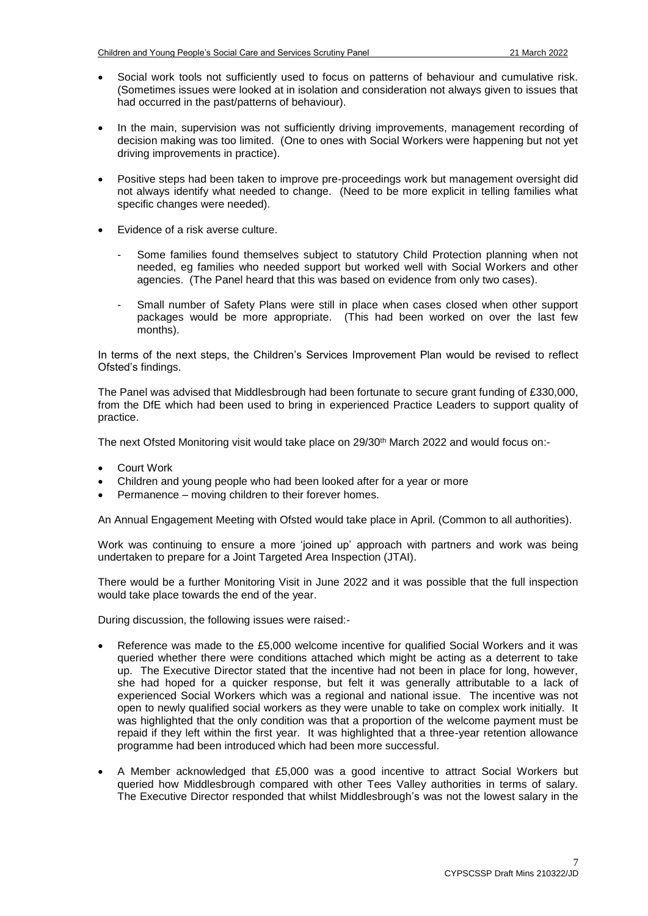- Social work tools not sufficiently used to focus on patterns of behaviour and cumulative risk. (Sometimes issues were looked at in isolation and consideration not always given to issues that had occurred in the past/patterns of behaviour).

- In the main, supervision was not sufficiently driving improvements, management recording of decision making was too limited. (One to ones with Social Workers were happening but not yet driving improvements in practice).

- Positive steps had been taken to improve pre-proceedings work but management oversight did not always identify what needed to change. (Need to be more explicit in telling families what specific changes were needed).

- Evidence of a risk averse culture.

  - Some families found themselves subject to statutory Child Protection planning when not needed, eg families who needed support but worked well with Social Workers and other agencies. (The Panel heard that this was based on evidence from only two cases).

  - Small number of Safety Plans were still in place when cases closed when other support packages would be more appropriate. (This had been worked on over the last few months).

In terms of the next steps, the Children's Services Improvement Plan would be revised to reflect Ofsted's findings.

The Panel was advised that Middlesbrough had been fortunate to secure grant funding of £330,000, from the DfE which had been used to bring in experienced Practice Leaders to support quality of practice.

The next Ofsted Monitoring visit would take place on 29/30th March 2022 and would focus on:-

- Court Work
- Children and young people who had been looked after for a year or more
- Permanence – moving children to their forever homes.

An Annual Engagement Meeting with Ofsted would take place in April. (Common to all authorities).

Work was continuing to ensure a more 'joined up' approach with partners and work was being undertaken to prepare for a Joint Targeted Area Inspection (JTAI).

There would be a further Monitoring Visit in June 2022 and it was possible that the full inspection would take place towards the end of the year.

During discussion, the following issues were raised:-

- Reference was made to the £5,000 welcome incentive for qualified Social Workers and it was queried whether there were conditions attached which might be acting as a deterrent to take up. The Executive Director stated that the incentive had not been in place for long, however, she had hoped for a quicker response, but felt it was generally attributable to a lack of experienced Social Workers which was a regional and national issue. The incentive was not open to newly qualified social workers as they were unable to take on complex work initially. It was highlighted that the only condition was that a proportion of the welcome payment must be repaid if they left within the first year. It was highlighted that a three-year retention allowance programme had been introduced which had been more successful.

- A Member acknowledged that £5,000 was a good incentive to attract Social Workers but queried how Middlesbrough compared with other Tees Valley authorities in terms of salary. The Executive Director responded that whilst Middlesbrough's was not the lowest salary in the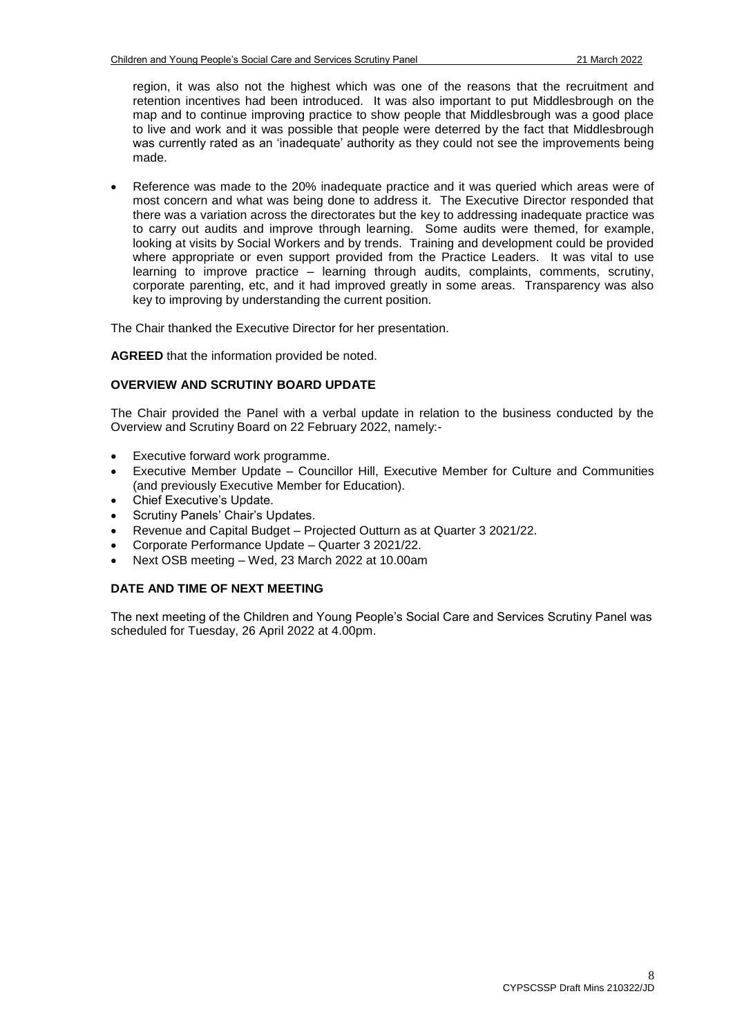region, it was also not the highest which was one of the reasons that the recruitment and retention incentives had been introduced. It was also important to put Middlesbrough on the map and to continue improving practice to show people that Middlesbrough was a good place to live and work and it was possible that people were deterred by the fact that Middlesbrough was currently rated as an 'inadequate' authority as they could not see the improvements being made.

- Reference was made to the 20% inadequate practice and it was queried which areas were of most concern and what was being done to address it. The Executive Director responded that there was a variation across the directorates but the key to addressing inadequate practice was to carry out audits and improve through learning. Some audits were themed, for example, looking at visits by Social Workers and by trends. Training and development could be provided where appropriate or even support provided from the Practice Leaders. It was vital to use learning to improve practice – learning through audits, complaints, comments, scrutiny, corporate parenting, etc, and it had improved greatly in some areas. Transparency was also key to improving by understanding the current position.

The Chair thanked the Executive Director for her presentation.

**AGREED** that the information provided be noted.

## OVERVIEW AND SCRUTINY BOARD UPDATE

The Chair provided the Panel with a verbal update in relation to the business conducted by the Overview and Scrutiny Board on 22 February 2022, namely:-

- Executive forward work programme.
- Executive Member Update – Councillor Hill, Executive Member for Culture and Communities (and previously Executive Member for Education).
- Chief Executive's Update.
- Scrutiny Panels' Chair's Updates.
- Revenue and Capital Budget – Projected Outturn as at Quarter 3 2021/22.
- Corporate Performance Update – Quarter 3 2021/22.
- Next OSB meeting – Wed, 23 March 2022 at 10.00am

## DATE AND TIME OF NEXT MEETING

The next meeting of the Children and Young People's Social Care and Services Scrutiny Panel was scheduled for Tuesday, 26 April 2022 at 4.00pm.